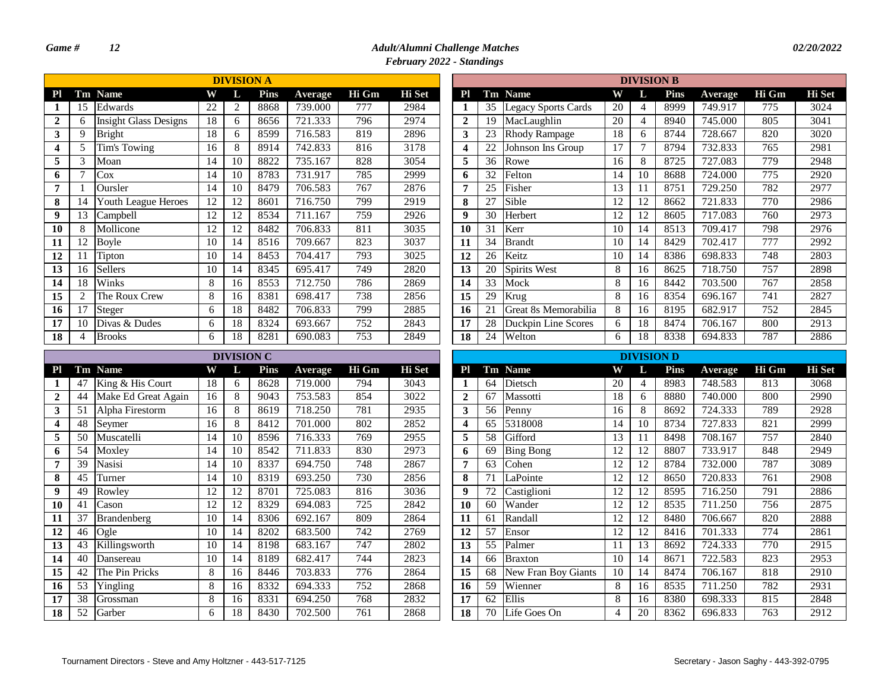*Game #* *12*

## *Adult/Alumni Challenge Matches*
### *February 2022 - Standings*

*02/20/2022*

### DIVISION A

| Pl | Tm | Name | W | L | Pins | Average | Hi Gm | Hi Set |
|---|---|---|---|---|---|---|---|---|
| 1 | 15 | Edwards | 22 | 2 | 8868 | 739.000 | 777 | 2984 |
| 2 | 6 | Insight Glass Designs | 18 | 6 | 8656 | 721.333 | 796 | 2974 |
| 3 | 9 | Bright | 18 | 6 | 8599 | 716.583 | 819 | 2896 |
| 4 | 5 | Tim's Towing | 16 | 8 | 8914 | 742.833 | 816 | 3178 |
| 5 | 3 | Moan | 14 | 10 | 8822 | 735.167 | 828 | 3054 |
| 6 | 7 | Cox | 14 | 10 | 8783 | 731.917 | 785 | 2999 |
| 7 | 1 | Oursler | 14 | 10 | 8479 | 706.583 | 767 | 2876 |
| 8 | 14 | Youth League Heroes | 12 | 12 | 8601 | 716.750 | 799 | 2919 |
| 9 | 13 | Campbell | 12 | 12 | 8534 | 711.167 | 759 | 2926 |
| 10 | 8 | Mollicone | 12 | 12 | 8482 | 706.833 | 811 | 3035 |
| 11 | 12 | Boyle | 10 | 14 | 8516 | 709.667 | 823 | 3037 |
| 12 | 11 | Tipton | 10 | 14 | 8453 | 704.417 | 793 | 3025 |
| 13 | 16 | Sellers | 10 | 14 | 8345 | 695.417 | 749 | 2820 |
| 14 | 18 | Winks | 8 | 16 | 8553 | 712.750 | 786 | 2869 |
| 15 | 2 | The Roux Crew | 8 | 16 | 8381 | 698.417 | 738 | 2856 |
| 16 | 17 | Steger | 6 | 18 | 8482 | 706.833 | 799 | 2885 |
| 17 | 10 | Divas & Dudes | 6 | 18 | 8324 | 693.667 | 752 | 2843 |
| 18 | 4 | Brooks | 6 | 18 | 8281 | 690.083 | 753 | 2849 |

### DIVISION B

| Pl | Tm | Name | W | L | Pins | Average | Hi Gm | Hi Set |
|---|---|---|---|---|---|---|---|---|
| 1 | 35 | Legacy Sports Cards | 20 | 4 | 8999 | 749.917 | 775 | 3024 |
| 2 | 19 | MacLaughlin | 20 | 4 | 8940 | 745.000 | 805 | 3041 |
| 3 | 23 | Rhody Rampage | 18 | 6 | 8744 | 728.667 | 820 | 3020 |
| 4 | 22 | Johnson Ins Group | 17 | 7 | 8794 | 732.833 | 765 | 2981 |
| 5 | 36 | Rowe | 16 | 8 | 8725 | 727.083 | 779 | 2948 |
| 6 | 32 | Felton | 14 | 10 | 8688 | 724.000 | 775 | 2920 |
| 7 | 25 | Fisher | 13 | 11 | 8751 | 729.250 | 782 | 2977 |
| 8 | 27 | Sible | 12 | 12 | 8662 | 721.833 | 770 | 2986 |
| 9 | 30 | Herbert | 12 | 12 | 8605 | 717.083 | 760 | 2973 |
| 10 | 31 | Kerr | 10 | 14 | 8513 | 709.417 | 798 | 2976 |
| 11 | 34 | Brandt | 10 | 14 | 8429 | 702.417 | 777 | 2992 |
| 12 | 26 | Keitz | 10 | 14 | 8386 | 698.833 | 748 | 2803 |
| 13 | 20 | Spirits West | 8 | 16 | 8625 | 718.750 | 757 | 2898 |
| 14 | 33 | Mock | 8 | 16 | 8442 | 703.500 | 767 | 2858 |
| 15 | 29 | Krug | 8 | 16 | 8354 | 696.167 | 741 | 2827 |
| 16 | 21 | Great 8s Memorabilia | 8 | 16 | 8195 | 682.917 | 752 | 2845 |
| 17 | 28 | Duckpin Line Scores | 6 | 18 | 8474 | 706.167 | 800 | 2913 |
| 18 | 24 | Welton | 6 | 18 | 8338 | 694.833 | 787 | 2886 |

### DIVISION C

| Pl | Tm | Name | W | L | Pins | Average | Hi Gm | Hi Set |
|---|---|---|---|---|---|---|---|---|
| 1 | 47 | King & His Court | 18 | 6 | 8628 | 719.000 | 794 | 3043 |
| 2 | 44 | Make Ed Great Again | 16 | 8 | 9043 | 753.583 | 854 | 3022 |
| 3 | 51 | Alpha Firestorm | 16 | 8 | 8619 | 718.250 | 781 | 2935 |
| 4 | 48 | Seymer | 16 | 8 | 8412 | 701.000 | 802 | 2852 |
| 5 | 50 | Muscatelli | 14 | 10 | 8596 | 716.333 | 769 | 2955 |
| 6 | 54 | Moxley | 14 | 10 | 8542 | 711.833 | 830 | 2973 |
| 7 | 39 | Nasisi | 14 | 10 | 8337 | 694.750 | 748 | 2867 |
| 8 | 45 | Turner | 14 | 10 | 8319 | 693.250 | 730 | 2856 |
| 9 | 49 | Rowley | 12 | 12 | 8701 | 725.083 | 816 | 3036 |
| 10 | 41 | Cason | 12 | 12 | 8329 | 694.083 | 725 | 2842 |
| 11 | 37 | Brandenberg | 10 | 14 | 8306 | 692.167 | 809 | 2864 |
| 12 | 46 | Ogle | 10 | 14 | 8202 | 683.500 | 742 | 2769 |
| 13 | 43 | Killingsworth | 10 | 14 | 8198 | 683.167 | 747 | 2802 |
| 14 | 40 | Dansereau | 10 | 14 | 8189 | 682.417 | 744 | 2823 |
| 15 | 42 | The Pin Pricks | 8 | 16 | 8446 | 703.833 | 776 | 2864 |
| 16 | 53 | Yingling | 8 | 16 | 8332 | 694.333 | 752 | 2868 |
| 17 | 38 | Grossman | 8 | 16 | 8331 | 694.250 | 768 | 2832 |
| 18 | 52 | Garber | 6 | 18 | 8430 | 702.500 | 761 | 2868 |

### DIVISION D

| Pl | Tm | Name | W | L | Pins | Average | Hi Gm | Hi Set |
|---|---|---|---|---|---|---|---|---|
| 1 | 64 | Dietsch | 20 | 4 | 8983 | 748.583 | 813 | 3068 |
| 2 | 67 | Massotti | 18 | 6 | 8880 | 740.000 | 800 | 2990 |
| 3 | 56 | Penny | 16 | 8 | 8692 | 724.333 | 789 | 2928 |
| 4 | 65 | 5318008 | 14 | 10 | 8734 | 727.833 | 821 | 2999 |
| 5 | 58 | Gifford | 13 | 11 | 8498 | 708.167 | 757 | 2840 |
| 6 | 69 | Bing Bong | 12 | 12 | 8807 | 733.917 | 848 | 2949 |
| 7 | 63 | Cohen | 12 | 12 | 8784 | 732.000 | 787 | 3089 |
| 8 | 71 | LaPointe | 12 | 12 | 8650 | 720.833 | 761 | 2908 |
| 9 | 72 | Castiglioni | 12 | 12 | 8595 | 716.250 | 791 | 2886 |
| 10 | 60 | Wander | 12 | 12 | 8535 | 711.250 | 756 | 2875 |
| 11 | 61 | Randall | 12 | 12 | 8480 | 706.667 | 820 | 2888 |
| 12 | 57 | Ensor | 12 | 12 | 8416 | 701.333 | 774 | 2861 |
| 13 | 55 | Palmer | 11 | 13 | 8692 | 724.333 | 770 | 2915 |
| 14 | 66 | Braxton | 10 | 14 | 8671 | 722.583 | 823 | 2953 |
| 15 | 68 | New Fran Boy Giants | 10 | 14 | 8474 | 706.167 | 818 | 2910 |
| 16 | 59 | Wienner | 8 | 16 | 8535 | 711.250 | 782 | 2931 |
| 17 | 62 | Ellis | 8 | 16 | 8380 | 698.333 | 815 | 2848 |
| 18 | 70 | Life Goes On | 4 | 20 | 8362 | 696.833 | 763 | 2912 |

Tournament Directors - Steve and Amy Holtzner - 443-517-7125

Secretary - Jason Saghy - 443-392-0795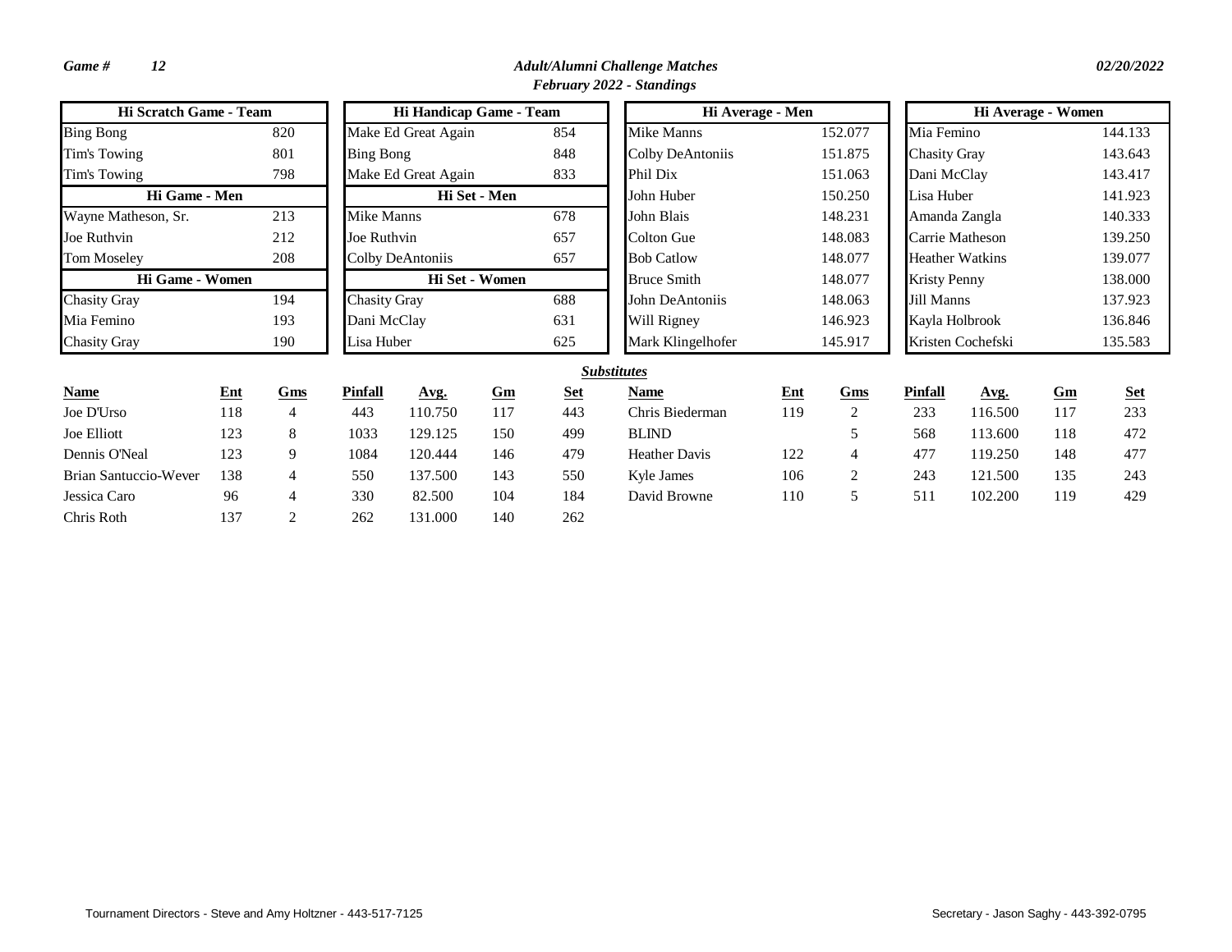*Game # 12* — ***Adult/Alumni Challenge Matches*** — *02/20/2022*

***February 2022 - Standings***

| Hi Scratch Game - Team | |
|---|---|
| Bing Bong | 820 |
| Tim's Towing | 801 |
| Tim's Towing | 798 |
| **Hi Game - Men** | |
| Wayne Matheson, Sr. | 213 |
| Joe Ruthvin | 212 |
| Tom Moseley | 208 |
| **Hi Game - Women** | |
| Chasity Gray | 194 |
| Mia Femino | 193 |
| Chasity Gray | 190 |

| Hi Handicap Game - Team | |
|---|---|
| Make Ed Great Again | 854 |
| Bing Bong | 848 |
| Make Ed Great Again | 833 |
| **Hi Set - Men** | |
| Mike Manns | 678 |
| Joe Ruthvin | 657 |
| Colby DeAntoniis | 657 |
| **Hi Set - Women** | |
| Chasity Gray | 688 |
| Dani McClay | 631 |
| Lisa Huber | 625 |

| Hi Average - Men | |
|---|---|
| Mike Manns | 152.077 |
| Colby DeAntoniis | 151.875 |
| Phil Dix | 151.063 |
| John Huber | 150.250 |
| John Blais | 148.231 |
| Colton Gue | 148.083 |
| Bob Catlow | 148.077 |
| Bruce Smith | 148.077 |
| John DeAntoniis | 148.063 |
| Will Rigney | 146.923 |
| Mark Klingelhofer | 145.917 |

| Hi Average - Women | |
|---|---|
| Mia Femino | 144.133 |
| Chasity Gray | 143.643 |
| Dani McClay | 143.417 |
| Lisa Huber | 141.923 |
| Amanda Zangla | 140.333 |
| Carrie Matheson | 139.250 |
| Heather Watkins | 139.077 |
| Kristy Penny | 138.000 |
| Jill Manns | 137.923 |
| Kayla Holbrook | 136.846 |
| Kristen Cochefski | 135.583 |

***Substitutes***

| Name | Ent | Gms | Pinfall | Avg. | Gm | Set |
|---|---|---|---|---|---|---|
| Joe D'Urso | 118 | 4 | 443 | 110.750 | 117 | 443 |
| Joe Elliott | 123 | 8 | 1033 | 129.125 | 150 | 499 |
| Dennis O'Neal | 123 | 9 | 1084 | 120.444 | 146 | 479 |
| Brian Santuccio-Wever | 138 | 4 | 550 | 137.500 | 143 | 550 |
| Jessica Caro | 96 | 4 | 330 | 82.500 | 104 | 184 |
| Chris Roth | 137 | 2 | 262 | 131.000 | 140 | 262 |
| Chris Biederman | 119 | 2 | 233 | 116.500 | 117 | 233 |
| BLIND | | 5 | 568 | 113.600 | 118 | 472 |
| Heather Davis | 122 | 4 | 477 | 119.250 | 148 | 477 |
| Kyle James | 106 | 2 | 243 | 121.500 | 135 | 243 |
| David Browne | 110 | 5 | 511 | 102.200 | 119 | 429 |

Tournament Directors - Steve and Amy Holtzner - 443-517-7125

Secretary - Jason Saghy - 443-392-0795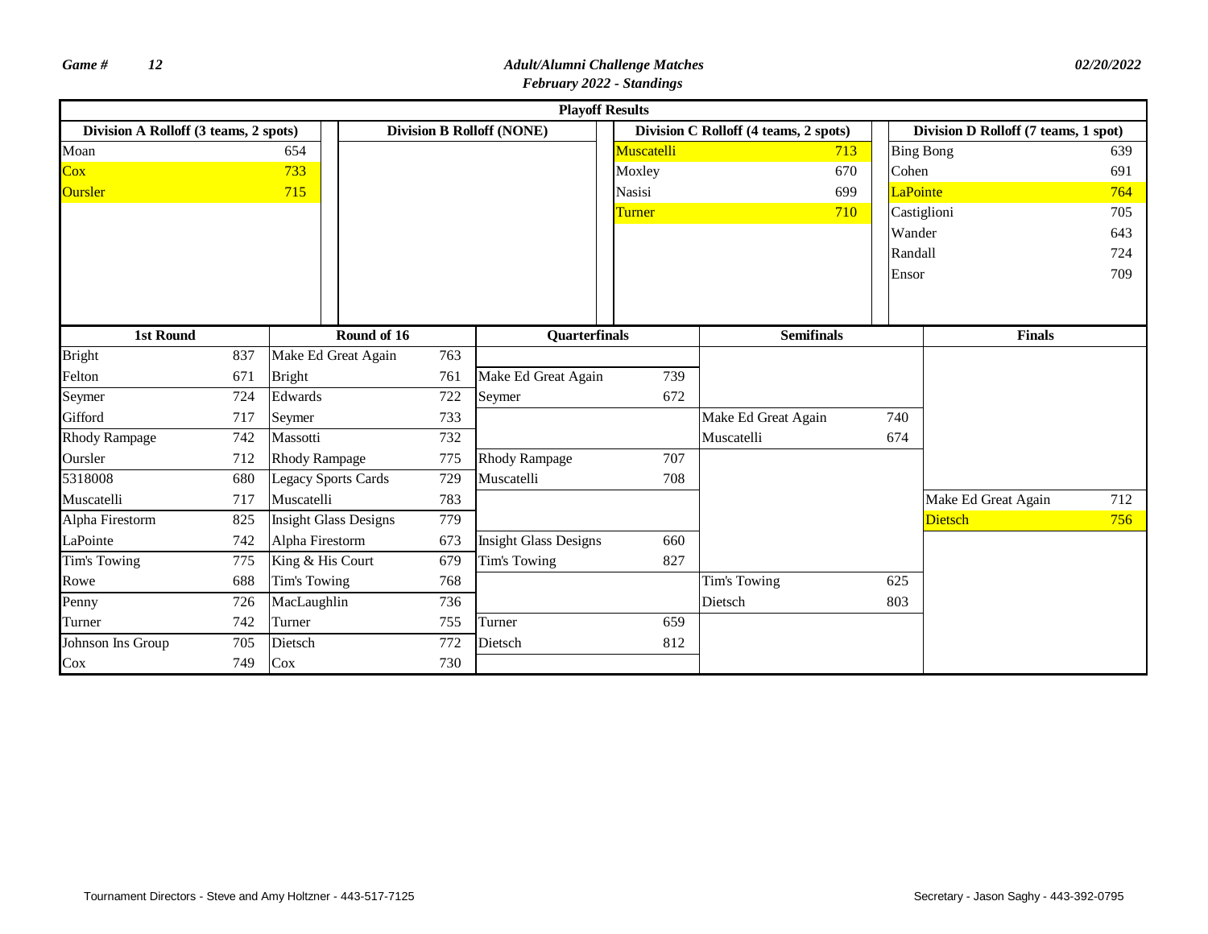*Game #* *12*

***Adult/Alumni Challenge Matches***

***February 2022 - Standings***

*02/20/2022*

**Playoff Results**

| Division A Rolloff (3 teams, 2 spots) | | Division B Rolloff (NONE) | Division C Rolloff (4 teams, 2 spots) | | Division D Rolloff (7 teams, 1 spot) | |
|---|---|---|---|---|---|---|
| Moan | 654 | | Muscatelli | 713 | Bing Bong | 639 |
| Cox | 733 | | Moxley | 670 | Cohen | 691 |
| Oursler | 715 | | Nasisi | 699 | LaPointe | 764 |
| | | | Turner | 710 | Castiglioni | 705 |
| | | | | | Wander | 643 |
| | | | | | Randall | 724 |
| | | | | | Ensor | 709 |

| 1st Round | | Round of 16 | | Quarterfinals | | Semifinals | | Finals | |
|---|---|---|---|---|---|---|---|---|---|
| Bright | 837 | Make Ed Great Again | 763 | | | | | | |
| Felton | 671 | Bright | 761 | Make Ed Great Again | 739 | | | | |
| Seymer | 724 | Edwards | 722 | Seymer | 672 | | | | |
| Gifford | 717 | Seymer | 733 | | | Make Ed Great Again | 740 | | |
| Rhody Rampage | 742 | Massotti | 732 | | | Muscatelli | 674 | | |
| Oursler | 712 | Rhody Rampage | 775 | Rhody Rampage | 707 | | | | |
| 5318008 | 680 | Legacy Sports Cards | 729 | Muscatelli | 708 | | | | |
| Muscatelli | 717 | Muscatelli | 783 | | | | | Make Ed Great Again | 712 |
| Alpha Firestorm | 825 | Insight Glass Designs | 779 | | | | | Dietsch | 756 |
| LaPointe | 742 | Alpha Firestorm | 673 | Insight Glass Designs | 660 | | | | |
| Tim's Towing | 775 | King & His Court | 679 | Tim's Towing | 827 | | | | |
| Rowe | 688 | Tim's Towing | 768 | | | Tim's Towing | 625 | | |
| Penny | 726 | MacLaughlin | 736 | | | Dietsch | 803 | | |
| Turner | 742 | Turner | 755 | Turner | 659 | | | | |
| Johnson Ins Group | 705 | Dietsch | 772 | Dietsch | 812 | | | | |
| Cox | 749 | Cox | 730 | | | | | | |

Tournament Directors - Steve and Amy Holtzner - 443-517-7125

Secretary - Jason Saghy - 443-392-0795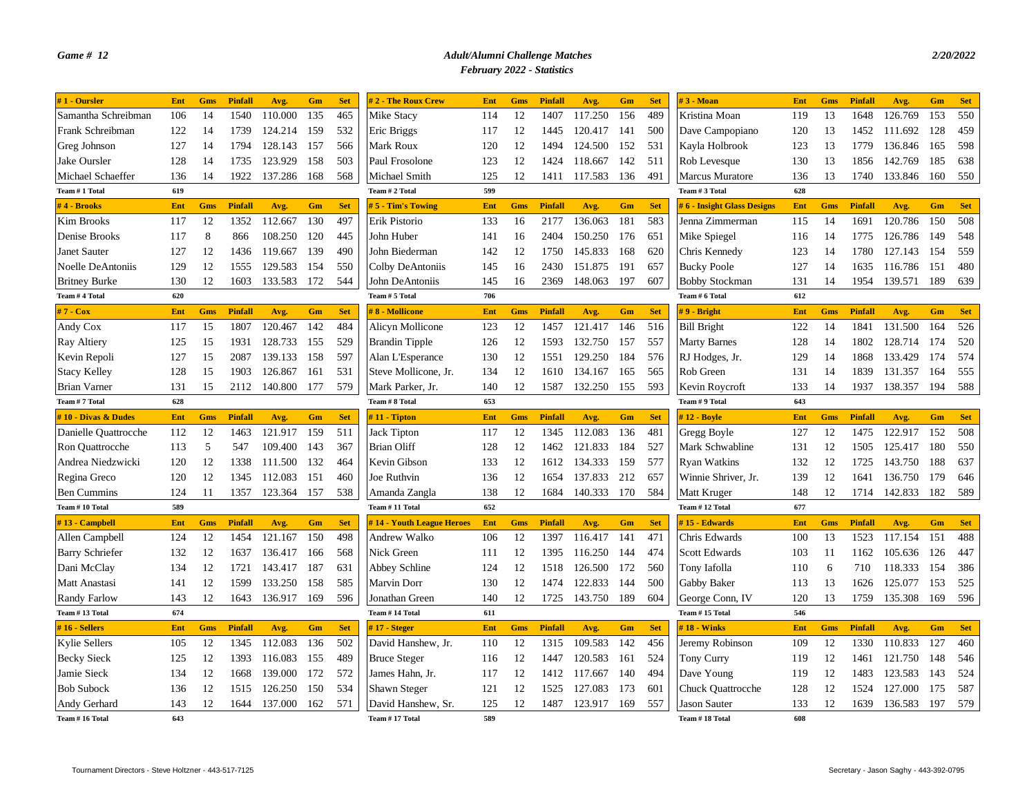*Game # 12*

***Adult/Alumni Challenge Matches***
***February 2022 - Statistics***

*2/20/2022*

| # 1 - Oursler | Ent | Gms | Pinfall | Avg. | Gm | Set |
|---|---|---|---|---|---|---|
| Samantha Schreibman | 106 | 14 | 1540 | 110.000 | 135 | 465 |
| Frank Schreibman | 122 | 14 | 1739 | 124.214 | 159 | 532 |
| Greg Johnson | 127 | 14 | 1794 | 128.143 | 157 | 566 |
| Jake Oursler | 128 | 14 | 1735 | 123.929 | 158 | 503 |
| Michael Schaeffer | 136 | 14 | 1922 | 137.286 | 168 | 568 |
| Team # 1 Total | 619 | | | | | |

| # 2 - The Roux Crew | Ent | Gms | Pinfall | Avg. | Gm | Set |
|---|---|---|---|---|---|---|
| Mike Stacy | 114 | 12 | 1407 | 117.250 | 156 | 489 |
| Eric Briggs | 117 | 12 | 1445 | 120.417 | 141 | 500 |
| Mark Roux | 120 | 12 | 1494 | 124.500 | 152 | 531 |
| Paul Frosolone | 123 | 12 | 1424 | 118.667 | 142 | 511 |
| Michael Smith | 125 | 12 | 1411 | 117.583 | 136 | 491 |
| Team # 2 Total | 599 | | | | | |

| # 3 - Moan | Ent | Gms | Pinfall | Avg. | Gm | Set |
|---|---|---|---|---|---|---|
| Kristina Moan | 119 | 13 | 1648 | 126.769 | 153 | 550 |
| Dave Campopiano | 120 | 13 | 1452 | 111.692 | 128 | 459 |
| Kayla Holbrook | 123 | 13 | 1779 | 136.846 | 165 | 598 |
| Rob Levesque | 130 | 13 | 1856 | 142.769 | 185 | 638 |
| Marcus Muratore | 136 | 13 | 1740 | 133.846 | 160 | 550 |
| Team # 3 Total | 628 | | | | | |

| # 4 - Brooks | Ent | Gms | Pinfall | Avg. | Gm | Set |
|---|---|---|---|---|---|---|
| Kim Brooks | 117 | 12 | 1352 | 112.667 | 130 | 497 |
| Denise Brooks | 117 | 8 | 866 | 108.250 | 120 | 445 |
| Janet Sauter | 127 | 12 | 1436 | 119.667 | 139 | 490 |
| Noelle DeAntoniis | 129 | 12 | 1555 | 129.583 | 154 | 550 |
| Britney Burke | 130 | 12 | 1603 | 133.583 | 172 | 544 |
| Team # 4 Total | 620 | | | | | |

| # 5 - Tim's Towing | Ent | Gms | Pinfall | Avg. | Gm | Set |
|---|---|---|---|---|---|---|
| Erik Pistorio | 133 | 16 | 2177 | 136.063 | 181 | 583 |
| John Huber | 141 | 16 | 2404 | 150.250 | 176 | 651 |
| John Biederman | 142 | 12 | 1750 | 145.833 | 168 | 620 |
| Colby DeAntoniis | 145 | 16 | 2430 | 151.875 | 191 | 657 |
| John DeAntoniis | 145 | 16 | 2369 | 148.063 | 197 | 607 |
| Team # 5 Total | 706 | | | | | |

| # 6 - Insight Glass Designs | Ent | Gms | Pinfall | Avg. | Gm | Set |
|---|---|---|---|---|---|---|
| Jenna Zimmerman | 115 | 14 | 1691 | 120.786 | 150 | 508 |
| Mike Spiegel | 116 | 14 | 1775 | 126.786 | 149 | 548 |
| Chris Kennedy | 123 | 14 | 1780 | 127.143 | 154 | 559 |
| Bucky Poole | 127 | 14 | 1635 | 116.786 | 151 | 480 |
| Bobby Stockman | 131 | 14 | 1954 | 139.571 | 189 | 639 |
| Team # 6 Total | 612 | | | | | |

| # 7 - Cox | Ent | Gms | Pinfall | Avg. | Gm | Set |
|---|---|---|---|---|---|---|
| Andy Cox | 117 | 15 | 1807 | 120.467 | 142 | 484 |
| Ray Altiery | 125 | 15 | 1931 | 128.733 | 155 | 529 |
| Kevin Repoli | 127 | 15 | 2087 | 139.133 | 158 | 597 |
| Stacy Kelley | 128 | 15 | 1903 | 126.867 | 161 | 531 |
| Brian Varner | 131 | 15 | 2112 | 140.800 | 177 | 579 |
| Team # 7 Total | 628 | | | | | |

| # 8 - Mollicone | Ent | Gms | Pinfall | Avg. | Gm | Set |
|---|---|---|---|---|---|---|
| Alicyn Mollicone | 123 | 12 | 1457 | 121.417 | 146 | 516 |
| Brandin Tipple | 126 | 12 | 1593 | 132.750 | 157 | 557 |
| Alan L'Esperance | 130 | 12 | 1551 | 129.250 | 184 | 576 |
| Steve Mollicone, Jr. | 134 | 12 | 1610 | 134.167 | 165 | 565 |
| Mark Parker, Jr. | 140 | 12 | 1587 | 132.250 | 155 | 593 |
| Team # 8 Total | 653 | | | | | |

| # 9 - Bright | Ent | Gms | Pinfall | Avg. | Gm | Set |
|---|---|---|---|---|---|---|
| Bill Bright | 122 | 14 | 1841 | 131.500 | 164 | 526 |
| Marty Barnes | 128 | 14 | 1802 | 128.714 | 174 | 520 |
| RJ Hodges, Jr. | 129 | 14 | 1868 | 133.429 | 174 | 574 |
| Rob Green | 131 | 14 | 1839 | 131.357 | 164 | 555 |
| Kevin Roycroft | 133 | 14 | 1937 | 138.357 | 194 | 588 |
| Team # 9 Total | 643 | | | | | |

| # 10 - Divas & Dudes | Ent | Gms | Pinfall | Avg. | Gm | Set |
|---|---|---|---|---|---|---|
| Danielle Quattrocche | 112 | 12 | 1463 | 121.917 | 159 | 511 |
| Ron Quattrocche | 113 | 5 | 547 | 109.400 | 143 | 367 |
| Andrea Niedzwicki | 120 | 12 | 1338 | 111.500 | 132 | 464 |
| Regina Greco | 120 | 12 | 1345 | 112.083 | 151 | 460 |
| Ben Cummins | 124 | 11 | 1357 | 123.364 | 157 | 538 |
| Team # 10 Total | 589 | | | | | |

| # 11 - Tipton | Ent | Gms | Pinfall | Avg. | Gm | Set |
|---|---|---|---|---|---|---|
| Jack Tipton | 117 | 12 | 1345 | 112.083 | 136 | 481 |
| Brian Oliff | 128 | 12 | 1462 | 121.833 | 184 | 527 |
| Kevin Gibson | 133 | 12 | 1612 | 134.333 | 159 | 577 |
| Joe Ruthvin | 136 | 12 | 1654 | 137.833 | 212 | 657 |
| Amanda Zangla | 138 | 12 | 1684 | 140.333 | 170 | 584 |
| Team # 11 Total | 652 | | | | | |

| # 12 - Boyle | Ent | Gms | Pinfall | Avg. | Gm | Set |
|---|---|---|---|---|---|---|
| Gregg Boyle | 127 | 12 | 1475 | 122.917 | 152 | 508 |
| Mark Schwabline | 131 | 12 | 1505 | 125.417 | 180 | 550 |
| Ryan Watkins | 132 | 12 | 1725 | 143.750 | 188 | 637 |
| Winnie Shriver, Jr. | 139 | 12 | 1641 | 136.750 | 179 | 646 |
| Matt Kruger | 148 | 12 | 1714 | 142.833 | 182 | 589 |
| Team # 12 Total | 677 | | | | | |

| # 13 - Campbell | Ent | Gms | Pinfall | Avg. | Gm | Set |
|---|---|---|---|---|---|---|
| Allen Campbell | 124 | 12 | 1454 | 121.167 | 150 | 498 |
| Barry Schriefer | 132 | 12 | 1637 | 136.417 | 166 | 568 |
| Dani McClay | 134 | 12 | 1721 | 143.417 | 187 | 631 |
| Matt Anastasi | 141 | 12 | 1599 | 133.250 | 158 | 585 |
| Randy Farlow | 143 | 12 | 1643 | 136.917 | 169 | 596 |
| Team # 13 Total | 674 | | | | | |

| # 14 - Youth League Heroes | Ent | Gms | Pinfall | Avg. | Gm | Set |
|---|---|---|---|---|---|---|
| Andrew Walko | 106 | 12 | 1397 | 116.417 | 141 | 471 |
| Nick Green | 111 | 12 | 1395 | 116.250 | 144 | 474 |
| Abbey Schline | 124 | 12 | 1518 | 126.500 | 172 | 560 |
| Marvin Dorr | 130 | 12 | 1474 | 122.833 | 144 | 500 |
| Jonathan Green | 140 | 12 | 1725 | 143.750 | 189 | 604 |
| Team # 14 Total | 611 | | | | | |

| # 15 - Edwards | Ent | Gms | Pinfall | Avg. | Gm | Set |
|---|---|---|---|---|---|---|
| Chris Edwards | 100 | 13 | 1523 | 117.154 | 151 | 488 |
| Scott Edwards | 103 | 11 | 1162 | 105.636 | 126 | 447 |
| Tony Iafolla | 110 | 6 | 710 | 118.333 | 154 | 386 |
| Gabby Baker | 113 | 13 | 1626 | 125.077 | 153 | 525 |
| George Conn, IV | 120 | 13 | 1759 | 135.308 | 169 | 596 |
| Team # 15 Total | 546 | | | | | |

| # 16 - Sellers | Ent | Gms | Pinfall | Avg. | Gm | Set |
|---|---|---|---|---|---|---|
| Kylie Sellers | 105 | 12 | 1345 | 112.083 | 136 | 502 |
| Becky Sieck | 125 | 12 | 1393 | 116.083 | 155 | 489 |
| Jamie Sieck | 134 | 12 | 1668 | 139.000 | 172 | 572 |
| Bob Subock | 136 | 12 | 1515 | 126.250 | 150 | 534 |
| Andy Gerhard | 143 | 12 | 1644 | 137.000 | 162 | 571 |
| Team # 16 Total | 643 | | | | | |

| # 17 - Steger | Ent | Gms | Pinfall | Avg. | Gm | Set |
|---|---|---|---|---|---|---|
| David Hanshew, Jr. | 110 | 12 | 1315 | 109.583 | 142 | 456 |
| Bruce Steger | 116 | 12 | 1447 | 120.583 | 161 | 524 |
| James Hahn, Jr. | 117 | 12 | 1412 | 117.667 | 140 | 494 |
| Shawn Steger | 121 | 12 | 1525 | 127.083 | 173 | 601 |
| David Hanshew, Sr. | 125 | 12 | 1487 | 123.917 | 169 | 557 |
| Team # 17 Total | 589 | | | | | |

| # 18 - Winks | Ent | Gms | Pinfall | Avg. | Gm | Set |
|---|---|---|---|---|---|---|
| Jeremy Robinson | 109 | 12 | 1330 | 110.833 | 127 | 460 |
| Tony Curry | 119 | 12 | 1461 | 121.750 | 148 | 546 |
| Dave Young | 119 | 12 | 1483 | 123.583 | 143 | 524 |
| Chuck Quattrocche | 128 | 12 | 1524 | 127.000 | 175 | 587 |
| Jason Sauter | 133 | 12 | 1639 | 136.583 | 197 | 579 |
| Team # 18 Total | 608 | | | | | |

Tournament Directors - Steve Holtzner - 443-517-7125

Secretary - Jason Saghy - 443-392-0795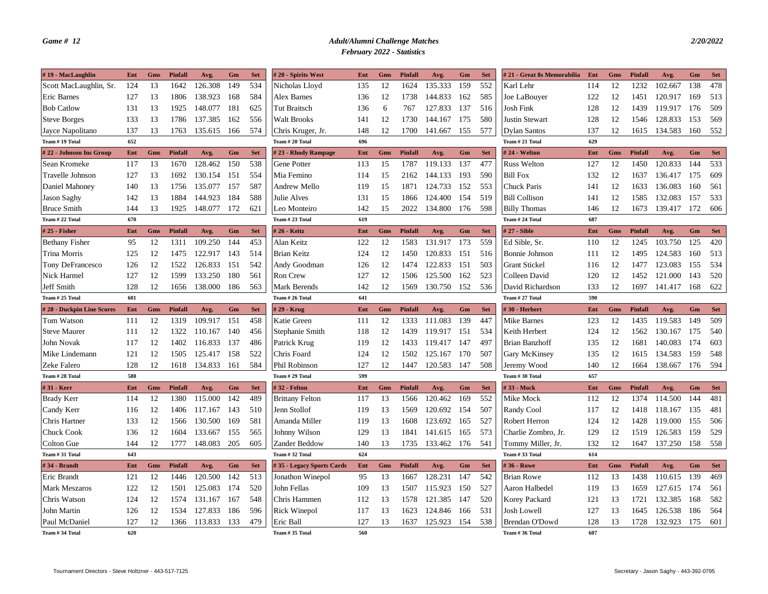*Game # 12*

***Adult/Alumni Challenge Matches***
***February 2022 - Statistics***

*2/20/2022*

| # 19 - MacLaughlin | Ent | Gms | Pinfall | Avg. | Gm | Set |
|---|---|---|---|---|---|---|
| Scott MacLaughlin, Sr. | 124 | 13 | 1642 | 126.308 | 149 | 534 |
| Eric Barnes | 127 | 13 | 1806 | 138.923 | 168 | 584 |
| Bob Catlow | 131 | 13 | 1925 | 148.077 | 181 | 625 |
| Steve Borges | 133 | 13 | 1786 | 137.385 | 162 | 556 |
| Jayce Napolitano | 137 | 13 | 1763 | 135.615 | 166 | 574 |
| Team # 19 Total | 652 | | | | | |

| # 20 - Spirits West | Ent | Gms | Pinfall | Avg. | Gm | Set |
|---|---|---|---|---|---|---|
| Nicholas Lloyd | 135 | 12 | 1624 | 135.333 | 159 | 552 |
| Alex Barnes | 136 | 12 | 1738 | 144.833 | 162 | 585 |
| Tut Braitsch | 136 | 6 | 767 | 127.833 | 137 | 516 |
| Walt Brooks | 141 | 12 | 1730 | 144.167 | 175 | 580 |
| Chris Kruger, Jr. | 148 | 12 | 1700 | 141.667 | 155 | 577 |
| Team # 20 Total | 696 | | | | | |

| # 21 - Great 8s Memorabilia | Ent | Gms | Pinfall | Avg. | Gm | Set |
|---|---|---|---|---|---|---|
| Karl Lehr | 114 | 12 | 1232 | 102.667 | 138 | 478 |
| Joe LaBouyer | 122 | 12 | 1451 | 120.917 | 169 | 513 |
| Josh Fink | 128 | 12 | 1439 | 119.917 | 176 | 509 |
| Justin Stewart | 128 | 12 | 1546 | 128.833 | 153 | 569 |
| Dylan Santos | 137 | 12 | 1615 | 134.583 | 160 | 552 |
| Team # 21 Total | 629 | | | | | |

| # 22 - Johnson Ins Group | Ent | Gms | Pinfall | Avg. | Gm | Set |
|---|---|---|---|---|---|---|
| Sean Kromeke | 117 | 13 | 1670 | 128.462 | 150 | 538 |
| Travelle Johnson | 127 | 13 | 1692 | 130.154 | 151 | 554 |
| Daniel Mahoney | 140 | 13 | 1756 | 135.077 | 157 | 587 |
| Jason Saghy | 142 | 13 | 1884 | 144.923 | 184 | 588 |
| Bruce Smith | 144 | 13 | 1925 | 148.077 | 172 | 621 |
| Team # 22 Total | 670 | | | | | |

| # 23 - Rhody Rampage | Ent | Gms | Pinfall | Avg. | Gm | Set |
|---|---|---|---|---|---|---|
| Gene Potter | 113 | 15 | 1787 | 119.133 | 137 | 477 |
| Mia Femino | 114 | 15 | 2162 | 144.133 | 193 | 590 |
| Andrew Mello | 119 | 15 | 1871 | 124.733 | 152 | 553 |
| Julie Alves | 131 | 15 | 1866 | 124.400 | 154 | 519 |
| Leo Monteiro | 142 | 15 | 2022 | 134.800 | 176 | 598 |
| Team # 23 Total | 619 | | | | | |

| # 24 - Welton | Ent | Gms | Pinfall | Avg. | Gm | Set |
|---|---|---|---|---|---|---|
| Russ Welton | 127 | 12 | 1450 | 120.833 | 144 | 533 |
| Bill Fox | 132 | 12 | 1637 | 136.417 | 175 | 609 |
| Chuck Paris | 141 | 12 | 1633 | 136.083 | 160 | 561 |
| Bill Collison | 141 | 12 | 1585 | 132.083 | 157 | 533 |
| Billy Thomas | 146 | 12 | 1673 | 139.417 | 172 | 606 |
| Team # 24 Total | 687 | | | | | |

| # 25 - Fisher | Ent | Gms | Pinfall | Avg. | Gm | Set |
|---|---|---|---|---|---|---|
| Bethany Fisher | 95 | 12 | 1311 | 109.250 | 144 | 453 |
| Trina Morris | 125 | 12 | 1475 | 122.917 | 143 | 514 |
| Tony DeFrancesco | 126 | 12 | 1522 | 126.833 | 151 | 542 |
| Nick Harmel | 127 | 12 | 1599 | 133.250 | 180 | 561 |
| Jeff Smith | 128 | 12 | 1656 | 138.000 | 186 | 563 |
| Team # 25 Total | 601 | | | | | |

| # 26 - Keitz | Ent | Gms | Pinfall | Avg. | Gm | Set |
|---|---|---|---|---|---|---|
| Alan Keitz | 122 | 12 | 1583 | 131.917 | 173 | 559 |
| Brian Keitz | 124 | 12 | 1450 | 120.833 | 151 | 516 |
| Andy Goodman | 126 | 12 | 1474 | 122.833 | 151 | 503 |
| Ron Crew | 127 | 12 | 1506 | 125.500 | 162 | 523 |
| Mark Berends | 142 | 12 | 1569 | 130.750 | 152 | 536 |
| Team # 26 Total | 641 | | | | | |

| # 27 - Sible | Ent | Gms | Pinfall | Avg. | Gm | Set |
|---|---|---|---|---|---|---|
| Ed Sible, Sr. | 110 | 12 | 1245 | 103.750 | 125 | 420 |
| Bonnie Johnson | 111 | 12 | 1495 | 124.583 | 160 | 513 |
| Grant Stickel | 116 | 12 | 1477 | 123.083 | 155 | 534 |
| Colleen David | 120 | 12 | 1452 | 121.000 | 143 | 520 |
| David Richardson | 133 | 12 | 1697 | 141.417 | 168 | 622 |
| Team # 27 Total | 590 | | | | | |

| # 28 - Duckpin Line Scores | Ent | Gms | Pinfall | Avg. | Gm | Set |
|---|---|---|---|---|---|---|
| Tom Watson | 111 | 12 | 1319 | 109.917 | 151 | 458 |
| Steve Maurer | 111 | 12 | 1322 | 110.167 | 140 | 456 |
| John Novak | 117 | 12 | 1402 | 116.833 | 137 | 486 |
| Mike Lindemann | 121 | 12 | 1505 | 125.417 | 158 | 522 |
| Zeke Falero | 128 | 12 | 1618 | 134.833 | 161 | 584 |
| Team # 28 Total | 588 | | | | | |

| # 29 - Krug | Ent | Gms | Pinfall | Avg. | Gm | Set |
|---|---|---|---|---|---|---|
| Katie Green | 111 | 12 | 1333 | 111.083 | 139 | 447 |
| Stephanie Smith | 118 | 12 | 1439 | 119.917 | 151 | 534 |
| Patrick Krug | 119 | 12 | 1433 | 119.417 | 147 | 497 |
| Chris Foard | 124 | 12 | 1502 | 125.167 | 170 | 507 |
| Phil Robinson | 127 | 12 | 1447 | 120.583 | 147 | 508 |
| Team # 29 Total | 599 | | | | | |

| # 30 - Herbert | Ent | Gms | Pinfall | Avg. | Gm | Set |
|---|---|---|---|---|---|---|
| Mike Barnes | 123 | 12 | 1435 | 119.583 | 149 | 509 |
| Keith Herbert | 124 | 12 | 1562 | 130.167 | 175 | 540 |
| Brian Banzhoff | 135 | 12 | 1681 | 140.083 | 174 | 603 |
| Gary McKinsey | 135 | 12 | 1615 | 134.583 | 159 | 548 |
| Jeremy Wood | 140 | 12 | 1664 | 138.667 | 176 | 594 |
| Team # 30 Total | 657 | | | | | |

| # 31 - Kerr | Ent | Gms | Pinfall | Avg. | Gm | Set |
|---|---|---|---|---|---|---|
| Brady Kerr | 114 | 12 | 1380 | 115.000 | 142 | 489 |
| Candy Kerr | 116 | 12 | 1406 | 117.167 | 143 | 510 |
| Chris Hartner | 133 | 12 | 1566 | 130.500 | 169 | 581 |
| Chuck Cook | 136 | 12 | 1604 | 133.667 | 155 | 565 |
| Colton Gue | 144 | 12 | 1777 | 148.083 | 205 | 605 |
| Team # 31 Total | 643 | | | | | |

| # 32 - Felton | Ent | Gms | Pinfall | Avg. | Gm | Set |
|---|---|---|---|---|---|---|
| Brittany Felton | 117 | 13 | 1566 | 120.462 | 169 | 552 |
| Jenn Stollof | 119 | 13 | 1569 | 120.692 | 154 | 507 |
| Amanda Miller | 119 | 13 | 1608 | 123.692 | 165 | 527 |
| Johnny Wilson | 129 | 13 | 1841 | 141.615 | 165 | 573 |
| Zander Beddow | 140 | 13 | 1735 | 133.462 | 176 | 541 |
| Team # 32 Total | 624 | | | | | |

| # 33 - Mock | Ent | Gms | Pinfall | Avg. | Gm | Set |
|---|---|---|---|---|---|---|
| Mike Mock | 112 | 12 | 1374 | 114.500 | 144 | 481 |
| Randy Cool | 117 | 12 | 1418 | 118.167 | 135 | 481 |
| Robert Herron | 124 | 12 | 1428 | 119.000 | 155 | 506 |
| Charlie Zombro, Jr. | 129 | 12 | 1519 | 126.583 | 159 | 529 |
| Tommy Miller, Jr. | 132 | 12 | 1647 | 137.250 | 158 | 558 |
| Team # 33 Total | 614 | | | | | |

| # 34 - Brandt | Ent | Gms | Pinfall | Avg. | Gm | Set |
|---|---|---|---|---|---|---|
| Eric Brandt | 121 | 12 | 1446 | 120.500 | 142 | 513 |
| Mark Meszaros | 122 | 12 | 1501 | 125.083 | 174 | 520 |
| Chris Watson | 124 | 12 | 1574 | 131.167 | 167 | 548 |
| John Martin | 126 | 12 | 1534 | 127.833 | 186 | 596 |
| Paul McDaniel | 127 | 12 | 1366 | 113.833 | 133 | 479 |
| Team # 34 Total | 620 | | | | | |

| # 35 - Legacy Sports Cards | Ent | Gms | Pinfall | Avg. | Gm | Set |
|---|---|---|---|---|---|---|
| Jonathon Winepol | 95 | 13 | 1667 | 128.231 | 147 | 542 |
| John Fellas | 109 | 13 | 1507 | 115.923 | 150 | 527 |
| Chris Hammen | 112 | 13 | 1578 | 121.385 | 147 | 520 |
| Rick Winepol | 117 | 13 | 1623 | 124.846 | 166 | 531 |
| Eric Ball | 127 | 13 | 1637 | 125.923 | 154 | 538 |
| Team # 35 Total | 560 | | | | | |

| # 36 - Rowe | Ent | Gms | Pinfall | Avg. | Gm | Set |
|---|---|---|---|---|---|---|
| Brian Rowe | 112 | 13 | 1438 | 110.615 | 139 | 469 |
| Aaron Halbedel | 119 | 13 | 1659 | 127.615 | 174 | 561 |
| Korey Packard | 121 | 13 | 1721 | 132.385 | 168 | 582 |
| Josh Lowell | 127 | 13 | 1645 | 126.538 | 186 | 564 |
| Brendan O'Dowd | 128 | 13 | 1728 | 132.923 | 175 | 601 |
| Team # 36 Total | 607 | | | | | |

Tournament Directors - Steve Holtzner - 443-517-7125

Secretary - Jason Saghy - 443-392-0795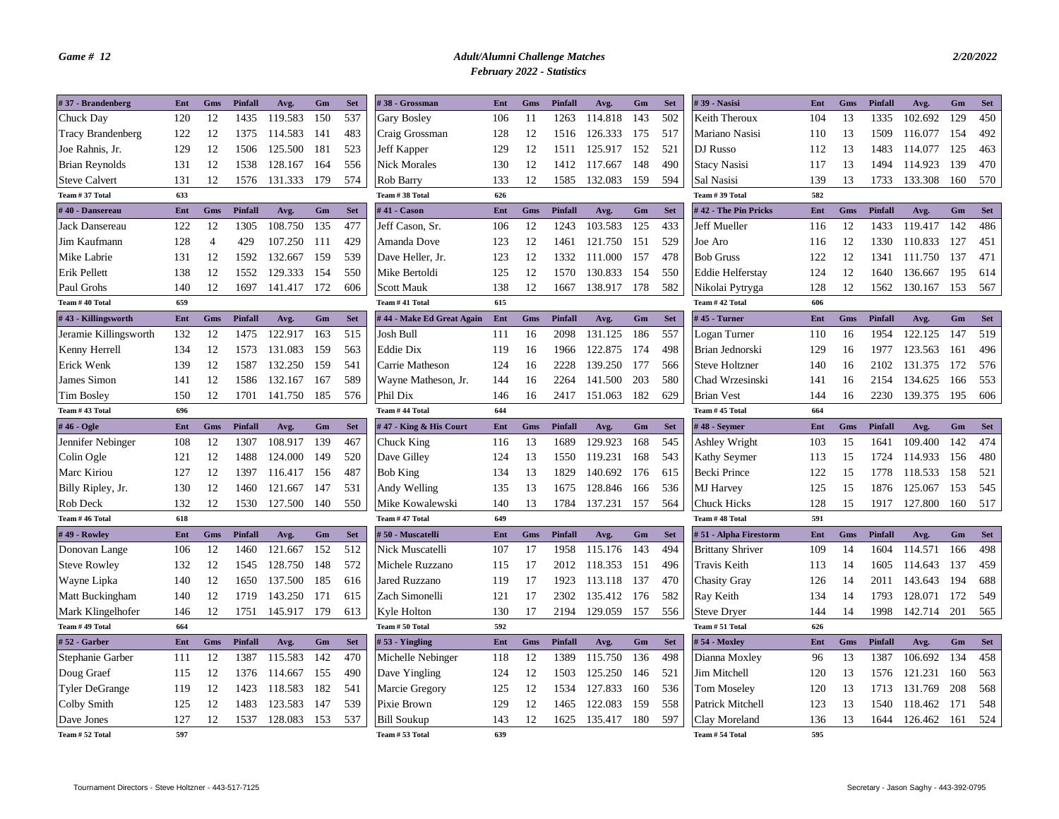*Game # 12* — *Adult/Alumni Challenge Matches* — *February 2022 - Statistics* — *2/20/2022*

| # 37 - Brandenberg | Ent | Gms | Pinfall | Avg. | Gm | Set |
|---|---|---|---|---|---|---|
| Chuck Day | 120 | 12 | 1435 | 119.583 | 150 | 537 |
| Tracy Brandenberg | 122 | 12 | 1375 | 114.583 | 141 | 483 |
| Joe Rahnis, Jr. | 129 | 12 | 1506 | 125.500 | 181 | 523 |
| Brian Reynolds | 131 | 12 | 1538 | 128.167 | 164 | 556 |
| Steve Calvert | 131 | 12 | 1576 | 131.333 | 179 | 574 |
| Team # 37 Total | 633 | | | | | |

| # 38 - Grossman | Ent | Gms | Pinfall | Avg. | Gm | Set |
|---|---|---|---|---|---|---|
| Gary Bosley | 106 | 11 | 1263 | 114.818 | 143 | 502 |
| Craig Grossman | 128 | 12 | 1516 | 126.333 | 175 | 517 |
| Jeff Kapper | 129 | 12 | 1511 | 125.917 | 152 | 521 |
| Nick Morales | 130 | 12 | 1412 | 117.667 | 148 | 490 |
| Rob Barry | 133 | 12 | 1585 | 132.083 | 159 | 594 |
| Team # 38 Total | 626 | | | | | |

| # 39 - Nasisi | Ent | Gms | Pinfall | Avg. | Gm | Set |
|---|---|---|---|---|---|---|
| Keith Theroux | 104 | 13 | 1335 | 102.692 | 129 | 450 |
| Mariano Nasisi | 110 | 13 | 1509 | 116.077 | 154 | 492 |
| DJ Russo | 112 | 13 | 1483 | 114.077 | 125 | 463 |
| Stacy Nasisi | 117 | 13 | 1494 | 114.923 | 139 | 470 |
| Sal Nasisi | 139 | 13 | 1733 | 133.308 | 160 | 570 |
| Team # 39 Total | 582 | | | | | |

| # 40 - Dansereau | Ent | Gms | Pinfall | Avg. | Gm | Set |
|---|---|---|---|---|---|---|
| Jack Dansereau | 122 | 12 | 1305 | 108.750 | 135 | 477 |
| Jim Kaufmann | 128 | 4 | 429 | 107.250 | 111 | 429 |
| Mike Labrie | 131 | 12 | 1592 | 132.667 | 159 | 539 |
| Erik Pellett | 138 | 12 | 1552 | 129.333 | 154 | 550 |
| Paul Grohs | 140 | 12 | 1697 | 141.417 | 172 | 606 |
| Team # 40 Total | 659 | | | | | |

| # 41 - Cason | Ent | Gms | Pinfall | Avg. | Gm | Set |
|---|---|---|---|---|---|---|
| Jeff Cason, Sr. | 106 | 12 | 1243 | 103.583 | 125 | 433 |
| Amanda Dove | 123 | 12 | 1461 | 121.750 | 151 | 529 |
| Dave Heller, Jr. | 123 | 12 | 1332 | 111.000 | 157 | 478 |
| Mike Bertoldi | 125 | 12 | 1570 | 130.833 | 154 | 550 |
| Scott Mauk | 138 | 12 | 1667 | 138.917 | 178 | 582 |
| Team # 41 Total | 615 | | | | | |

| # 42 - The Pin Pricks | Ent | Gms | Pinfall | Avg. | Gm | Set |
|---|---|---|---|---|---|---|
| Jeff Mueller | 116 | 12 | 1433 | 119.417 | 142 | 486 |
| Joe Aro | 116 | 12 | 1330 | 110.833 | 127 | 451 |
| Bob Gruss | 122 | 12 | 1341 | 111.750 | 137 | 471 |
| Eddie Helferstay | 124 | 12 | 1640 | 136.667 | 195 | 614 |
| Nikolai Pytryga | 128 | 12 | 1562 | 130.167 | 153 | 567 |
| Team # 42 Total | 606 | | | | | |

| # 43 - Killingsworth | Ent | Gms | Pinfall | Avg. | Gm | Set |
|---|---|---|---|---|---|---|
| Jeramie Killingsworth | 132 | 12 | 1475 | 122.917 | 163 | 515 |
| Kenny Herrell | 134 | 12 | 1573 | 131.083 | 159 | 563 |
| Erick Wenk | 139 | 12 | 1587 | 132.250 | 159 | 541 |
| James Simon | 141 | 12 | 1586 | 132.167 | 167 | 589 |
| Tim Bosley | 150 | 12 | 1701 | 141.750 | 185 | 576 |
| Team # 43 Total | 696 | | | | | |

| # 44 - Make Ed Great Again | Ent | Gms | Pinfall | Avg. | Gm | Set |
|---|---|---|---|---|---|---|
| Josh Bull | 111 | 16 | 2098 | 131.125 | 186 | 557 |
| Eddie Dix | 119 | 16 | 1966 | 122.875 | 174 | 498 |
| Carrie Matheson | 124 | 16 | 2228 | 139.250 | 177 | 566 |
| Wayne Matheson, Jr. | 144 | 16 | 2264 | 141.500 | 203 | 580 |
| Phil Dix | 146 | 16 | 2417 | 151.063 | 182 | 629 |
| Team # 44 Total | 644 | | | | | |

| # 45 - Turner | Ent | Gms | Pinfall | Avg. | Gm | Set |
|---|---|---|---|---|---|---|
| Logan Turner | 110 | 16 | 1954 | 122.125 | 147 | 519 |
| Brian Jednorski | 129 | 16 | 1977 | 123.563 | 161 | 496 |
| Steve Holtzner | 140 | 16 | 2102 | 131.375 | 172 | 576 |
| Chad Wrzesinski | 141 | 16 | 2154 | 134.625 | 166 | 553 |
| Brian Vest | 144 | 16 | 2230 | 139.375 | 195 | 606 |
| Team # 45 Total | 664 | | | | | |

| # 46 - Ogle | Ent | Gms | Pinfall | Avg. | Gm | Set |
|---|---|---|---|---|---|---|
| Jennifer Nebinger | 108 | 12 | 1307 | 108.917 | 139 | 467 |
| Colin Ogle | 121 | 12 | 1488 | 124.000 | 149 | 520 |
| Marc Kiriou | 127 | 12 | 1397 | 116.417 | 156 | 487 |
| Billy Ripley, Jr. | 130 | 12 | 1460 | 121.667 | 147 | 531 |
| Rob Deck | 132 | 12 | 1530 | 127.500 | 140 | 550 |
| Team # 46 Total | 618 | | | | | |

| # 47 - King & His Court | Ent | Gms | Pinfall | Avg. | Gm | Set |
|---|---|---|---|---|---|---|
| Chuck King | 116 | 13 | 1689 | 129.923 | 168 | 545 |
| Dave Gilley | 124 | 13 | 1550 | 119.231 | 168 | 543 |
| Bob King | 134 | 13 | 1829 | 140.692 | 176 | 615 |
| Andy Welling | 135 | 13 | 1675 | 128.846 | 166 | 536 |
| Mike Kowalewski | 140 | 13 | 1784 | 137.231 | 157 | 564 |
| Team # 47 Total | 649 | | | | | |

| # 48 - Seymer | Ent | Gms | Pinfall | Avg. | Gm | Set |
|---|---|---|---|---|---|---|
| Ashley Wright | 103 | 15 | 1641 | 109.400 | 142 | 474 |
| Kathy Seymer | 113 | 15 | 1724 | 114.933 | 156 | 480 |
| Becki Prince | 122 | 15 | 1778 | 118.533 | 158 | 521 |
| MJ Harvey | 125 | 15 | 1876 | 125.067 | 153 | 545 |
| Chuck Hicks | 128 | 15 | 1917 | 127.800 | 160 | 517 |
| Team # 48 Total | 591 | | | | | |

| # 49 - Rowley | Ent | Gms | Pinfall | Avg. | Gm | Set |
|---|---|---|---|---|---|---|
| Donovan Lange | 106 | 12 | 1460 | 121.667 | 152 | 512 |
| Steve Rowley | 132 | 12 | 1545 | 128.750 | 148 | 572 |
| Wayne Lipka | 140 | 12 | 1650 | 137.500 | 185 | 616 |
| Matt Buckingham | 140 | 12 | 1719 | 143.250 | 171 | 615 |
| Mark Klingelhofer | 146 | 12 | 1751 | 145.917 | 179 | 613 |
| Team # 49 Total | 664 | | | | | |

| # 50 - Muscatelli | Ent | Gms | Pinfall | Avg. | Gm | Set |
|---|---|---|---|---|---|---|
| Nick Muscatelli | 107 | 17 | 1958 | 115.176 | 143 | 494 |
| Michele Ruzzano | 115 | 17 | 2012 | 118.353 | 151 | 496 |
| Jared Ruzzano | 119 | 17 | 1923 | 113.118 | 137 | 470 |
| Zach Simonelli | 121 | 17 | 2302 | 135.412 | 176 | 582 |
| Kyle Holton | 130 | 17 | 2194 | 129.059 | 157 | 556 |
| Team # 50 Total | 592 | | | | | |

| # 51 - Alpha Firestorm | Ent | Gms | Pinfall | Avg. | Gm | Set |
|---|---|---|---|---|---|---|
| Brittany Shriver | 109 | 14 | 1604 | 114.571 | 166 | 498 |
| Travis Keith | 113 | 14 | 1605 | 114.643 | 137 | 459 |
| Chasity Gray | 126 | 14 | 2011 | 143.643 | 194 | 688 |
| Ray Keith | 134 | 14 | 1793 | 128.071 | 172 | 549 |
| Steve Dryer | 144 | 14 | 1998 | 142.714 | 201 | 565 |
| Team # 51 Total | 626 | | | | | |

| # 52 - Garber | Ent | Gms | Pinfall | Avg. | Gm | Set |
|---|---|---|---|---|---|---|
| Stephanie Garber | 111 | 12 | 1387 | 115.583 | 142 | 470 |
| Doug Graef | 115 | 12 | 1376 | 114.667 | 155 | 490 |
| Tyler DeGrange | 119 | 12 | 1423 | 118.583 | 182 | 541 |
| Colby Smith | 125 | 12 | 1483 | 123.583 | 147 | 539 |
| Dave Jones | 127 | 12 | 1537 | 128.083 | 153 | 537 |
| Team # 52 Total | 597 | | | | | |

| # 53 - Yingling | Ent | Gms | Pinfall | Avg. | Gm | Set |
|---|---|---|---|---|---|---|
| Michelle Nebinger | 118 | 12 | 1389 | 115.750 | 136 | 498 |
| Dave Yingling | 124 | 12 | 1503 | 125.250 | 146 | 521 |
| Marcie Gregory | 125 | 12 | 1534 | 127.833 | 160 | 536 |
| Pixie Brown | 129 | 12 | 1465 | 122.083 | 159 | 558 |
| Bill Soukup | 143 | 12 | 1625 | 135.417 | 180 | 597 |
| Team # 53 Total | 639 | | | | | |

| # 54 - Moxley | Ent | Gms | Pinfall | Avg. | Gm | Set |
|---|---|---|---|---|---|---|
| Dianna Moxley | 96 | 13 | 1387 | 106.692 | 134 | 458 |
| Jim Mitchell | 120 | 13 | 1576 | 121.231 | 160 | 563 |
| Tom Moseley | 120 | 13 | 1713 | 131.769 | 208 | 568 |
| Patrick Mitchell | 123 | 13 | 1540 | 118.462 | 171 | 548 |
| Clay Moreland | 136 | 13 | 1644 | 126.462 | 161 | 524 |
| Team # 54 Total | 595 | | | | | |

Tournament Directors - Steve Holtzner - 443-517-7125

Secretary - Jason Saghy - 443-392-0795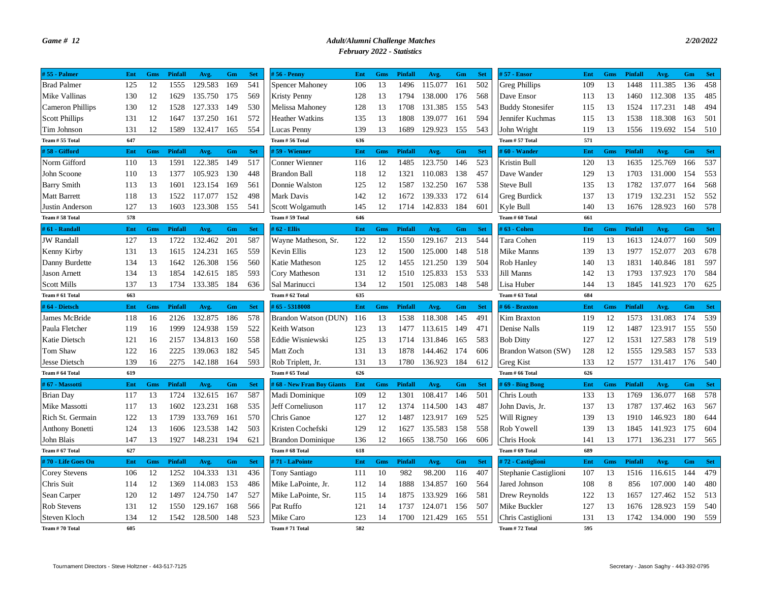*Game # 12*

## *Adult/Alumni Challenge Matches*
### *February 2022 - Statistics*

*2/20/2022*

| # 55 - Palmer | Ent | Gms | Pinfall | Avg. | Gm | Set |
|---|---|---|---|---|---|---|
| Brad Palmer | 125 | 12 | 1555 | 129.583 | 169 | 541 |
| Mike Vallinas | 130 | 12 | 1629 | 135.750 | 175 | 569 |
| Cameron Phillips | 130 | 12 | 1528 | 127.333 | 149 | 530 |
| Scott Phillips | 131 | 12 | 1647 | 137.250 | 161 | 572 |
| Tim Johnson | 131 | 12 | 1589 | 132.417 | 165 | 554 |
| Team # 55 Total | 647 | | | | | |

| # 56 - Penny | Ent | Gms | Pinfall | Avg. | Gm | Set |
|---|---|---|---|---|---|---|
| Spencer Mahoney | 106 | 13 | 1496 | 115.077 | 161 | 502 |
| Kristy Penny | 128 | 13 | 1794 | 138.000 | 176 | 568 |
| Melissa Mahoney | 128 | 13 | 1708 | 131.385 | 155 | 543 |
| Heather Watkins | 135 | 13 | 1808 | 139.077 | 161 | 594 |
| Lucas Penny | 139 | 13 | 1689 | 129.923 | 155 | 543 |
| Team # 56 Total | 636 | | | | | |

| # 57 - Ensor | Ent | Gms | Pinfall | Avg. | Gm | Set |
|---|---|---|---|---|---|---|
| Greg Phillips | 109 | 13 | 1448 | 111.385 | 136 | 458 |
| Dave Ensor | 113 | 13 | 1460 | 112.308 | 135 | 485 |
| Buddy Stonesifer | 115 | 13 | 1524 | 117.231 | 148 | 494 |
| Jennifer Kuchmas | 115 | 13 | 1538 | 118.308 | 163 | 501 |
| John Wright | 119 | 13 | 1556 | 119.692 | 154 | 510 |
| Team # 57 Total | 571 | | | | | |

| # 58 - Gifford | Ent | Gms | Pinfall | Avg. | Gm | Set |
|---|---|---|---|---|---|---|
| Norm Gifford | 110 | 13 | 1591 | 122.385 | 149 | 517 |
| John Scoone | 110 | 13 | 1377 | 105.923 | 130 | 448 |
| Barry Smith | 113 | 13 | 1601 | 123.154 | 169 | 561 |
| Matt Barrett | 118 | 13 | 1522 | 117.077 | 152 | 498 |
| Justin Anderson | 127 | 13 | 1603 | 123.308 | 155 | 541 |
| Team # 58 Total | 578 | | | | | |

| # 59 - Wienner | Ent | Gms | Pinfall | Avg. | Gm | Set |
|---|---|---|---|---|---|---|
| Conner Wienner | 116 | 12 | 1485 | 123.750 | 146 | 523 |
| Brandon Ball | 118 | 12 | 1321 | 110.083 | 138 | 457 |
| Donnie Walston | 125 | 12 | 1587 | 132.250 | 167 | 538 |
| Mark Davis | 142 | 12 | 1672 | 139.333 | 172 | 614 |
| Scott Wolgamuth | 145 | 12 | 1714 | 142.833 | 184 | 601 |
| Team # 59 Total | 646 | | | | | |

| # 60 - Wander | Ent | Gms | Pinfall | Avg. | Gm | Set |
|---|---|---|---|---|---|---|
| Kristin Bull | 120 | 13 | 1635 | 125.769 | 166 | 537 |
| Dave Wander | 129 | 13 | 1703 | 131.000 | 154 | 553 |
| Steve Bull | 135 | 13 | 1782 | 137.077 | 164 | 568 |
| Greg Burdick | 137 | 13 | 1719 | 132.231 | 152 | 552 |
| Kyle Bull | 140 | 13 | 1676 | 128.923 | 160 | 578 |
| Team # 60 Total | 661 | | | | | |

| # 61 - Randall | Ent | Gms | Pinfall | Avg. | Gm | Set |
|---|---|---|---|---|---|---|
| JW Randall | 127 | 13 | 1722 | 132.462 | 201 | 587 |
| Kenny Kirby | 131 | 13 | 1615 | 124.231 | 165 | 559 |
| Danny Burdette | 134 | 13 | 1642 | 126.308 | 156 | 560 |
| Jason Arnett | 134 | 13 | 1854 | 142.615 | 185 | 593 |
| Scott Mills | 137 | 13 | 1734 | 133.385 | 184 | 636 |
| Team # 61 Total | 663 | | | | | |

| # 62 - Ellis | Ent | Gms | Pinfall | Avg. | Gm | Set |
|---|---|---|---|---|---|---|
| Wayne Matheson, Sr. | 122 | 12 | 1550 | 129.167 | 213 | 544 |
| Kevin Ellis | 123 | 12 | 1500 | 125.000 | 148 | 518 |
| Katie Matheson | 125 | 12 | 1455 | 121.250 | 139 | 504 |
| Cory Matheson | 131 | 12 | 1510 | 125.833 | 153 | 533 |
| Sal Marinucci | 134 | 12 | 1501 | 125.083 | 148 | 548 |
| Team # 62 Total | 635 | | | | | |

| # 63 - Cohen | Ent | Gms | Pinfall | Avg. | Gm | Set |
|---|---|---|---|---|---|---|
| Tara Cohen | 119 | 13 | 1613 | 124.077 | 160 | 509 |
| Mike Manns | 139 | 13 | 1977 | 152.077 | 203 | 678 |
| Rob Hanley | 140 | 13 | 1831 | 140.846 | 181 | 597 |
| Jill Manns | 142 | 13 | 1793 | 137.923 | 170 | 584 |
| Lisa Huber | 144 | 13 | 1845 | 141.923 | 170 | 625 |
| Team # 63 Total | 684 | | | | | |

| # 64 - Dietsch | Ent | Gms | Pinfall | Avg. | Gm | Set |
|---|---|---|---|---|---|---|
| James McBride | 118 | 16 | 2126 | 132.875 | 186 | 578 |
| Paula Fletcher | 119 | 16 | 1999 | 124.938 | 159 | 522 |
| Katie Dietsch | 121 | 16 | 2157 | 134.813 | 160 | 558 |
| Tom Shaw | 122 | 16 | 2225 | 139.063 | 182 | 545 |
| Jesse Dietsch | 139 | 16 | 2275 | 142.188 | 164 | 593 |
| Team # 64 Total | 619 | | | | | |

| # 65 - 5318008 | Ent | Gms | Pinfall | Avg. | Gm | Set |
|---|---|---|---|---|---|---|
| Brandon Watson (DUN) | 116 | 13 | 1538 | 118.308 | 145 | 491 |
| Keith Watson | 123 | 13 | 1477 | 113.615 | 149 | 471 |
| Eddie Wisniewski | 125 | 13 | 1714 | 131.846 | 165 | 583 |
| Matt Zoch | 131 | 13 | 1878 | 144.462 | 174 | 606 |
| Rob Triplett, Jr. | 131 | 13 | 1780 | 136.923 | 184 | 612 |
| Team # 65 Total | 626 | | | | | |

| # 66 - Braxton | Ent | Gms | Pinfall | Avg. | Gm | Set |
|---|---|---|---|---|---|---|
| Kim Braxton | 119 | 12 | 1573 | 131.083 | 174 | 539 |
| Denise Nalls | 119 | 12 | 1487 | 123.917 | 155 | 550 |
| Bob Ditty | 127 | 12 | 1531 | 127.583 | 178 | 519 |
| Brandon Watson (SW) | 128 | 12 | 1555 | 129.583 | 157 | 533 |
| Greg Kist | 133 | 12 | 1577 | 131.417 | 176 | 540 |
| Team # 66 Total | 626 | | | | | |

| # 67 - Massotti | Ent | Gms | Pinfall | Avg. | Gm | Set |
|---|---|---|---|---|---|---|
| Brian Day | 117 | 13 | 1724 | 132.615 | 167 | 587 |
| Mike Massotti | 117 | 13 | 1602 | 123.231 | 168 | 535 |
| Rich St. Germain | 122 | 13 | 1739 | 133.769 | 161 | 570 |
| Anthony Bonetti | 124 | 13 | 1606 | 123.538 | 142 | 503 |
| John Blais | 147 | 13 | 1927 | 148.231 | 194 | 621 |
| Team # 67 Total | 627 | | | | | |

| # 68 - New Fran Boy Giants | Ent | Gms | Pinfall | Avg. | Gm | Set |
|---|---|---|---|---|---|---|
| Madi Dominique | 109 | 12 | 1301 | 108.417 | 146 | 501 |
| Jeff Corneliuson | 117 | 12 | 1374 | 114.500 | 143 | 487 |
| Chris Ganoe | 127 | 12 | 1487 | 123.917 | 169 | 525 |
| Kristen Cochefski | 129 | 12 | 1627 | 135.583 | 158 | 558 |
| Brandon Dominique | 136 | 12 | 1665 | 138.750 | 166 | 606 |
| Team # 68 Total | 618 | | | | | |

| # 69 - Bing Bong | Ent | Gms | Pinfall | Avg. | Gm | Set |
|---|---|---|---|---|---|---|
| Chris Louth | 133 | 13 | 1769 | 136.077 | 168 | 578 |
| John Davis, Jr. | 137 | 13 | 1787 | 137.462 | 163 | 567 |
| Will Rigney | 139 | 13 | 1910 | 146.923 | 180 | 644 |
| Rob Yowell | 139 | 13 | 1845 | 141.923 | 175 | 604 |
| Chris Hook | 141 | 13 | 1771 | 136.231 | 177 | 565 |
| Team # 69 Total | 689 | | | | | |

| # 70 - Life Goes On | Ent | Gms | Pinfall | Avg. | Gm | Set |
|---|---|---|---|---|---|---|
| Corey Stevens | 106 | 12 | 1252 | 104.333 | 131 | 436 |
| Chris Suit | 114 | 12 | 1369 | 114.083 | 153 | 486 |
| Sean Carper | 120 | 12 | 1497 | 124.750 | 147 | 527 |
| Rob Stevens | 131 | 12 | 1550 | 129.167 | 168 | 566 |
| Steven Kloch | 134 | 12 | 1542 | 128.500 | 148 | 523 |
| Team # 70 Total | 605 | | | | | |

| # 71 - LaPointe | Ent | Gms | Pinfall | Avg. | Gm | Set |
|---|---|---|---|---|---|---|
| Tony Santiago | 111 | 10 | 982 | 98.200 | 116 | 407 |
| Mike LaPointe, Jr. | 112 | 14 | 1888 | 134.857 | 160 | 564 |
| Mike LaPointe, Sr. | 115 | 14 | 1875 | 133.929 | 166 | 581 |
| Pat Ruffo | 121 | 14 | 1737 | 124.071 | 156 | 507 |
| Mike Caro | 123 | 14 | 1700 | 121.429 | 165 | 551 |
| Team # 71 Total | 582 | | | | | |

| # 72 - Castiglioni | Ent | Gms | Pinfall | Avg. | Gm | Set |
|---|---|---|---|---|---|---|
| Stephanie Castiglioni | 107 | 13 | 1516 | 116.615 | 144 | 479 |
| Jared Johnson | 108 | 8 | 856 | 107.000 | 140 | 480 |
| Drew Reynolds | 122 | 13 | 1657 | 127.462 | 152 | 513 |
| Mike Buckler | 127 | 13 | 1676 | 128.923 | 159 | 540 |
| Chris Castiglioni | 131 | 13 | 1742 | 134.000 | 190 | 559 |
| Team # 72 Total | 595 | | | | | |

Tournament Directors - Steve Holtzner - 443-517-7125

Secretary - Jason Saghy - 443-392-0795